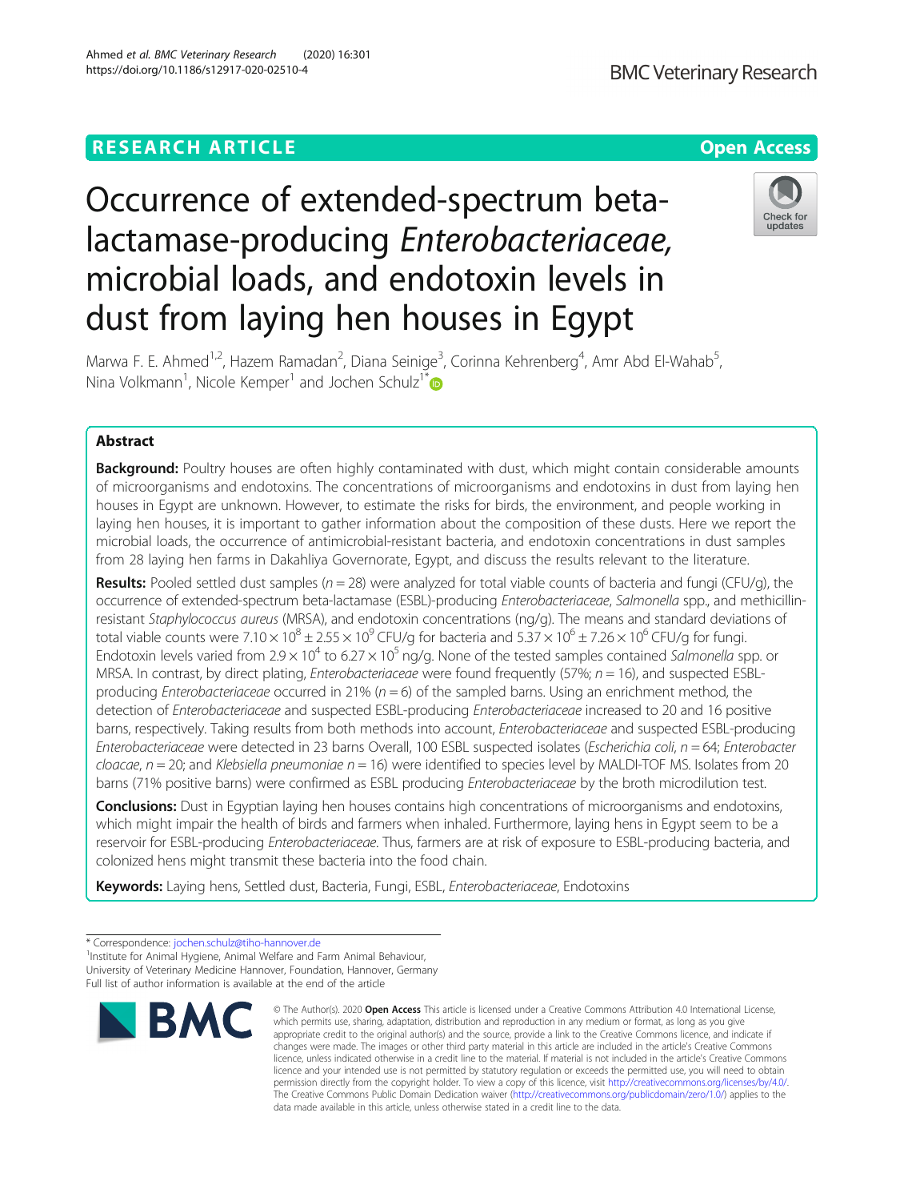RESEARCH ARTICLE

Open Access

# Occurrence of extended-spectrum beta-lactamase-producing *Enterobacteriaceae*, microbial loads, and endotoxin levels in dust from laying hen houses in Egypt

Marwa F. E. Ahmed[1,2], Hazem Ramadan[2], Diana Seinige[3], Corinna Kehrenberg[4], Amr Abd El-Wahab[5], Nina Volkmann[1], Nicole Kemper[1] and Jochen Schulz[1*]

## Abstract

**Background:** Poultry houses are often highly contaminated with dust, which might contain considerable amounts of microorganisms and endotoxins. The concentrations of microorganisms and endotoxins in dust from laying hen houses in Egypt are unknown. However, to estimate the risks for birds, the environment, and people working in laying hen houses, it is important to gather information about the composition of these dusts. Here we report the microbial loads, the occurrence of antimicrobial-resistant bacteria, and endotoxin concentrations in dust samples from 28 laying hen farms in Dakahliya Governorate, Egypt, and discuss the results relevant to the literature.

**Results:** Pooled settled dust samples ($n = 28$) were analyzed for total viable counts of bacteria and fungi (CFU/g), the occurrence of extended-spectrum beta-lactamase (ESBL)-producing *Enterobacteriaceae*, *Salmonella* spp., and methicillin-resistant *Staphylococcus aureus* (MRSA), and endotoxin concentrations (ng/g). The means and standard deviations of total viable counts were $7.10 \times 10^8 \pm 2.55 \times 10^9$ CFU/g for bacteria and $5.37 \times 10^6 \pm 7.26 \times 10^6$ CFU/g for fungi. Endotoxin levels varied from $2.9 \times 10^4$ to $6.27 \times 10^5$ ng/g. None of the tested samples contained *Salmonella* spp. or MRSA. In contrast, by direct plating, *Enterobacteriaceae* were found frequently (57%; $n = 16$), and suspected ESBL-producing *Enterobacteriaceae* occurred in 21% ($n = 6$) of the sampled barns. Using an enrichment method, the detection of *Enterobacteriaceae* and suspected ESBL-producing *Enterobacteriaceae* increased to 20 and 16 positive barns, respectively. Taking results from both methods into account, *Enterobacteriaceae* and suspected ESBL-producing *Enterobacteriaceae* were detected in 23 barns Overall, 100 ESBL suspected isolates (*Escherichia coli*, $n = 64$; *Enterobacter cloacae*, $n = 20$; and *Klebsiella pneumoniae* $n = 16$) were identified to species level by MALDI-TOF MS. Isolates from 20 barns (71% positive barns) were confirmed as ESBL producing *Enterobacteriaceae* by the broth microdilution test.

**Conclusions:** Dust in Egyptian laying hen houses contains high concentrations of microorganisms and endotoxins, which might impair the health of birds and farmers when inhaled. Furthermore, laying hens in Egypt seem to be a reservoir for ESBL-producing *Enterobacteriaceae*. Thus, farmers are at risk of exposure to ESBL-producing bacteria, and colonized hens might transmit these bacteria into the food chain.

**Keywords:** Laying hens, Settled dust, Bacteria, Fungi, ESBL, *Enterobacteriaceae*, Endotoxins

\* Correspondence: jochen.schulz@tiho-hannover.de
[1]Institute for Animal Hygiene, Animal Welfare and Farm Animal Behaviour, University of Veterinary Medicine Hannover, Foundation, Hannover, Germany
Full list of author information is available at the end of the article

© The Author(s). 2020 **Open Access** This article is licensed under a Creative Commons Attribution 4.0 International License, which permits use, sharing, adaptation, distribution and reproduction in any medium or format, as long as you give appropriate credit to the original author(s) and the source, provide a link to the Creative Commons licence, and indicate if changes were made. The images or other third party material in this article are included in the article's Creative Commons licence, unless indicated otherwise in a credit line to the material. If material is not included in the article's Creative Commons licence and your intended use is not permitted by statutory regulation or exceeds the permitted use, you will need to obtain permission directly from the copyright holder. To view a copy of this licence, visit http://creativecommons.org/licenses/by/4.0/. The Creative Commons Public Domain Dedication waiver (http://creativecommons.org/publicdomain/zero/1.0/) applies to the data made available in this article, unless otherwise stated in a credit line to the data.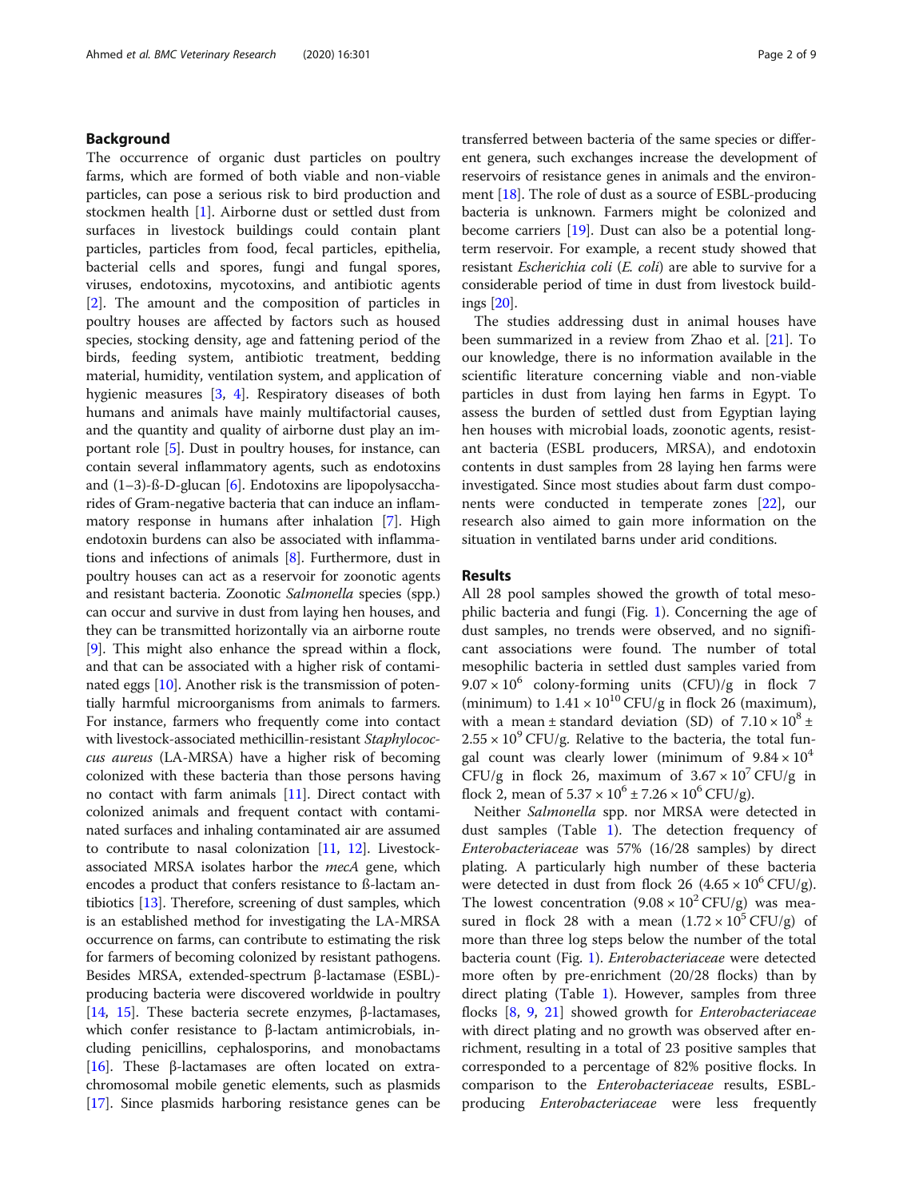## Background

The occurrence of organic dust particles on poultry farms, which are formed of both viable and non-viable particles, can pose a serious risk to bird production and stockmen health [1]. Airborne dust or settled dust from surfaces in livestock buildings could contain plant particles, particles from food, fecal particles, epithelia, bacterial cells and spores, fungi and fungal spores, viruses, endotoxins, mycotoxins, and antibiotic agents [2]. The amount and the composition of particles in poultry houses are affected by factors such as housed species, stocking density, age and fattening period of the birds, feeding system, antibiotic treatment, bedding material, humidity, ventilation system, and application of hygienic measures [3, 4]. Respiratory diseases of both humans and animals have mainly multifactorial causes, and the quantity and quality of airborne dust play an important role [5]. Dust in poultry houses, for instance, can contain several inflammatory agents, such as endotoxins and (1–3)-ß-D-glucan [6]. Endotoxins are lipopolysaccharides of Gram-negative bacteria that can induce an inflammatory response in humans after inhalation [7]. High endotoxin burdens can also be associated with inflammations and infections of animals [8]. Furthermore, dust in poultry houses can act as a reservoir for zoonotic agents and resistant bacteria. Zoonotic *Salmonella* species (spp.) can occur and survive in dust from laying hen houses, and they can be transmitted horizontally via an airborne route [9]. This might also enhance the spread within a flock, and that can be associated with a higher risk of contaminated eggs [10]. Another risk is the transmission of potentially harmful microorganisms from animals to farmers. For instance, farmers who frequently come into contact with livestock-associated methicillin-resistant *Staphylococcus aureus* (LA-MRSA) have a higher risk of becoming colonized with these bacteria than those persons having no contact with farm animals [11]. Direct contact with colonized animals and frequent contact with contaminated surfaces and inhaling contaminated air are assumed to contribute to nasal colonization [11, 12]. Livestock-associated MRSA isolates harbor the *mecA* gene, which encodes a product that confers resistance to ß-lactam antibiotics [13]. Therefore, screening of dust samples, which is an established method for investigating the LA-MRSA occurrence on farms, can contribute to estimating the risk for farmers of becoming colonized by resistant pathogens. Besides MRSA, extended-spectrum β-lactamase (ESBL)-producing bacteria were discovered worldwide in poultry [14, 15]. These bacteria secrete enzymes, β-lactamases, which confer resistance to β-lactam antimicrobials, including penicillins, cephalosporins, and monobactams [16]. These β-lactamases are often located on extrachromosomal mobile genetic elements, such as plasmids [17]. Since plasmids harboring resistance genes can be transferred between bacteria of the same species or different genera, such exchanges increase the development of reservoirs of resistance genes in animals and the environment [18]. The role of dust as a source of ESBL-producing bacteria is unknown. Farmers might be colonized and become carriers [19]. Dust can also be a potential long-term reservoir. For example, a recent study showed that resistant *Escherichia coli* (*E. coli*) are able to survive for a considerable period of time in dust from livestock buildings [20].

The studies addressing dust in animal houses have been summarized in a review from Zhao et al. [21]. To our knowledge, there is no information available in the scientific literature concerning viable and non-viable particles in dust from laying hen farms in Egypt. To assess the burden of settled dust from Egyptian laying hen houses with microbial loads, zoonotic agents, resistant bacteria (ESBL producers, MRSA), and endotoxin contents in dust samples from 28 laying hen farms were investigated. Since most studies about farm dust components were conducted in temperate zones [22], our research also aimed to gain more information on the situation in ventilated barns under arid conditions.

## Results

All 28 pool samples showed the growth of total mesophilic bacteria and fungi (Fig. 1). Concerning the age of dust samples, no trends were observed, and no significant associations were found. The number of total mesophilic bacteria in settled dust samples varied from $9.07 \times 10^6$ colony-forming units (CFU)/g in flock 7 (minimum) to $1.41 \times 10^{10}$ CFU/g in flock 26 (maximum), with a mean ± standard deviation (SD) of $7.10 \times 10^8 \pm 2.55 \times 10^9$ CFU/g. Relative to the bacteria, the total fungal count was clearly lower (minimum of $9.84 \times 10^4$ CFU/g in flock 26, maximum of $3.67 \times 10^7$ CFU/g in flock 2, mean of $5.37 \times 10^6 \pm 7.26 \times 10^6$ CFU/g).

Neither *Salmonella* spp. nor MRSA were detected in dust samples (Table 1). The detection frequency of *Enterobacteriaceae* was 57% (16/28 samples) by direct plating. A particularly high number of these bacteria were detected in dust from flock 26 ($4.65 \times 10^6$ CFU/g). The lowest concentration ($9.08 \times 10^2$ CFU/g) was measured in flock 28 with a mean ($1.72 \times 10^5$ CFU/g) of more than three log steps below the number of the total bacteria count (Fig. 1). *Enterobacteriaceae* were detected more often by pre-enrichment (20/28 flocks) than by direct plating (Table 1). However, samples from three flocks [8, 9, 21] showed growth for *Enterobacteriaceae* with direct plating and no growth was observed after enrichment, resulting in a total of 23 positive samples that corresponded to a percentage of 82% positive flocks. In comparison to the *Enterobacteriaceae* results, ESBL-producing *Enterobacteriaceae* were less frequently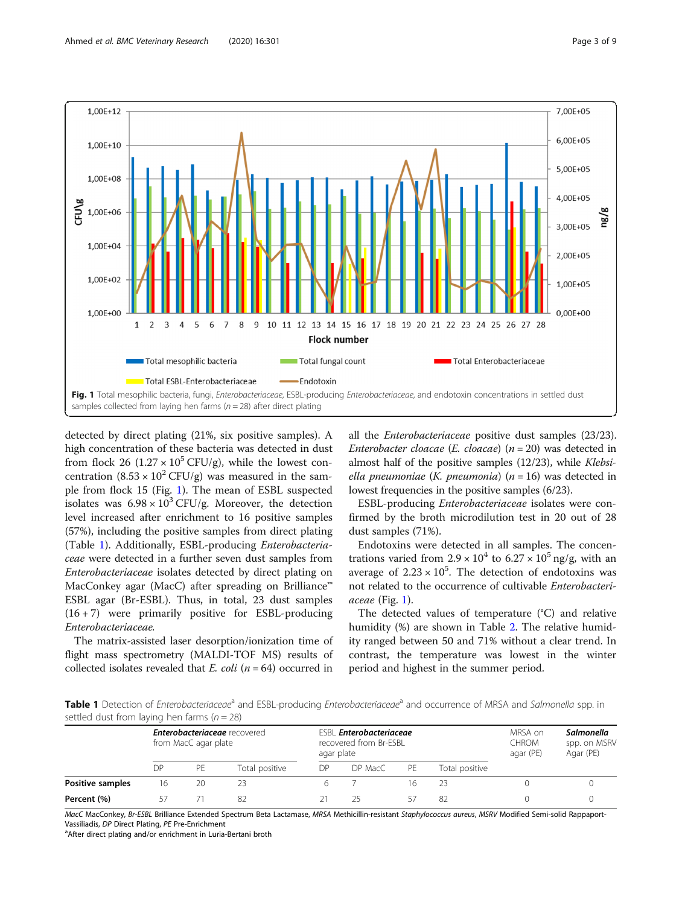**Fig. 1** Total mesophilic bacteria, fungi, *Enterobacteriaceae*, ESBL-producing *Enterobacteriaceae*, and endotoxin concentrations in settled dust samples collected from laying hen farms ($n = 28$) after direct plating

detected by direct plating (21%, six positive samples). A high concentration of these bacteria was detected in dust from flock 26 ($1.27 \times 10^5$ CFU/g), while the lowest concentration ($8.53 \times 10^2$ CFU/g) was measured in the sample from flock 15 (Fig. 1). The mean of ESBL suspected isolates was $6.98 \times 10^3$ CFU/g. Moreover, the detection level increased after enrichment to 16 positive samples (57%), including the positive samples from direct plating (Table 1). Additionally, ESBL-producing *Enterobacteriaceae* were detected in a further seven dust samples from *Enterobacteriaceae* isolates detected by direct plating on MacConkey agar (MacC) after spreading on Brilliance™ ESBL agar (Br-ESBL). Thus, in total, 23 dust samples (16 + 7) were primarily positive for ESBL-producing *Enterobacteriaceae*.

The matrix-assisted laser desorption/ionization time of flight mass spectrometry (MALDI-TOF MS) results of collected isolates revealed that *E. coli* ($n = 64$) occurred in all the *Enterobacteriaceae* positive dust samples (23/23). *Enterobacter cloacae* (*E. cloacae*) ($n = 20$) was detected in almost half of the positive samples (12/23), while *Klebsiella pneumoniae* (*K. pneumonia*) ($n = 16$) was detected in lowest frequencies in the positive samples (6/23).

ESBL-producing *Enterobacteriaceae* isolates were confirmed by the broth microdilution test in 20 out of 28 dust samples (71%).

Endotoxins were detected in all samples. The concentrations varied from $2.9 \times 10^4$ to $6.27 \times 10^5$ ng/g, with an average of $2.23 \times 10^5$. The detection of endotoxins was not related to the occurrence of cultivable *Enterobacteriaceae* (Fig. 1).

The detected values of temperature (°C) and relative humidity (%) are shown in Table 2. The relative humidity ranged between 50 and 71% without a clear trend. In contrast, the temperature was lowest in the winter period and highest in the summer period.

**Table 1** Detection of *Enterobacteriaceae*[a] and ESBL-producing *Enterobacteriaceae*[a] and occurrence of MRSA and *Salmonella* spp. in settled dust from laying hen farms ($n = 28$)

| | ***Enterobacteriaceae*** recovered from MacC agar plate | | | ESBL ***Enterobacteriaceae*** recovered from Br-ESBL agar plate | | | | MRSA on CHROM agar (PE) | ***Salmonella*** spp. on MSRV Agar (PE) |
|---|---|---|---|---|---|---|---|---|---|
| | DP | PE | Total positive | DP | DP MacC | PE | Total positive | | |
| **Positive samples** | 16 | 20 | 23 | 6 | 7 | 16 | 23 | 0 | 0 |
| **Percent (%)** | 57 | 71 | 82 | 21 | 25 | 57 | 82 | 0 | 0 |

*MacC* MacConkey, *Br-ESBL* Brilliance Extended Spectrum Beta Lactamase, *MRSA* Methicillin-resistant *Staphylococcus aureus*, *MSRV* Modified Semi-solid Rappaport-Vassiliadis, *DP* Direct Plating, *PE* Pre-Enrichment

[a]After direct plating and/or enrichment in Luria-Bertani broth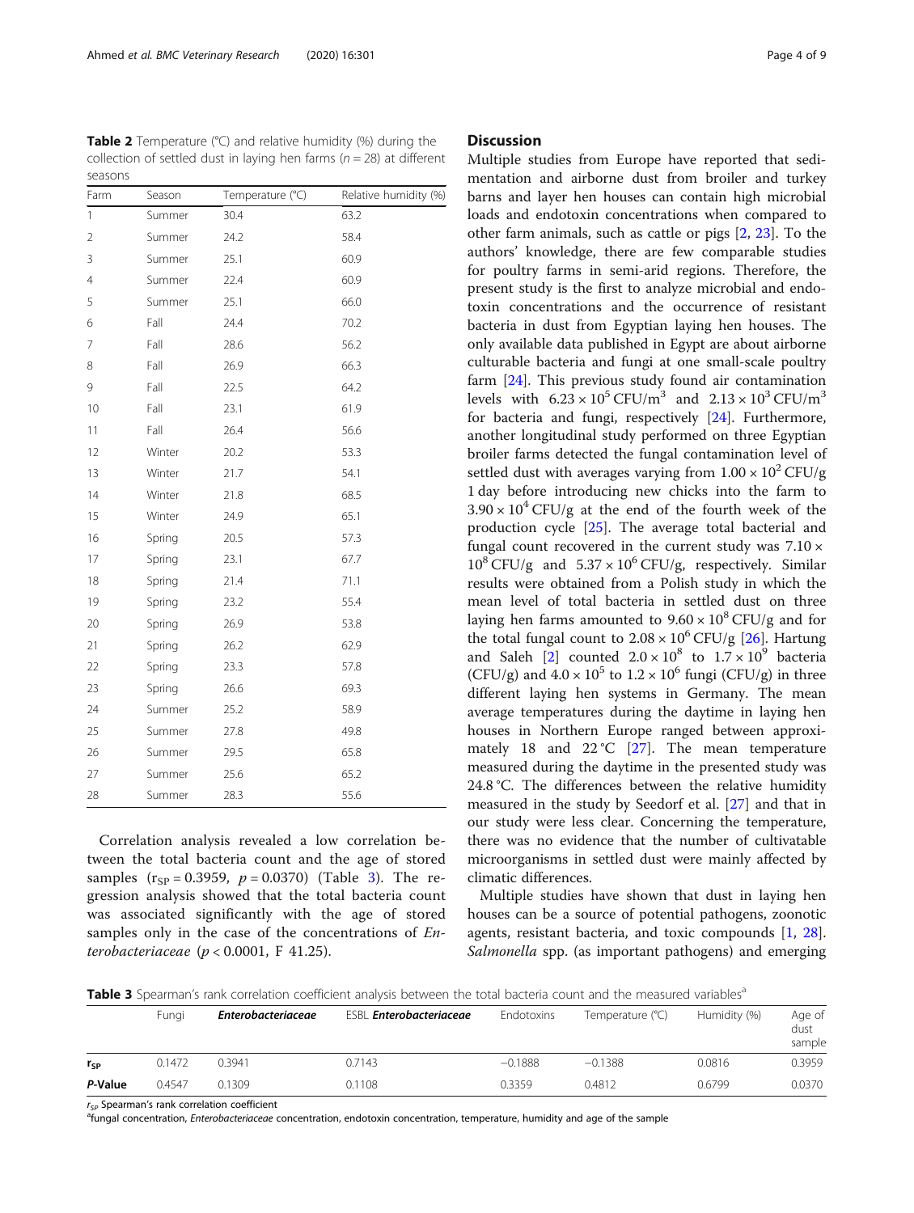**Table 2** Temperature (°C) and relative humidity (%) during the collection of settled dust in laying hen farms ($n = 28$) at different seasons

| Farm | Season | Temperature (°C) | Relative humidity (%) |
|---|---|---|---|
| 1 | Summer | 30.4 | 63.2 |
| 2 | Summer | 24.2 | 58.4 |
| 3 | Summer | 25.1 | 60.9 |
| 4 | Summer | 22.4 | 60.9 |
| 5 | Summer | 25.1 | 66.0 |
| 6 | Fall | 24.4 | 70.2 |
| 7 | Fall | 28.6 | 56.2 |
| 8 | Fall | 26.9 | 66.3 |
| 9 | Fall | 22.5 | 64.2 |
| 10 | Fall | 23.1 | 61.9 |
| 11 | Fall | 26.4 | 56.6 |
| 12 | Winter | 20.2 | 53.3 |
| 13 | Winter | 21.7 | 54.1 |
| 14 | Winter | 21.8 | 68.5 |
| 15 | Winter | 24.9 | 65.1 |
| 16 | Spring | 20.5 | 57.3 |
| 17 | Spring | 23.1 | 67.7 |
| 18 | Spring | 21.4 | 71.1 |
| 19 | Spring | 23.2 | 55.4 |
| 20 | Spring | 26.9 | 53.8 |
| 21 | Spring | 26.2 | 62.9 |
| 22 | Spring | 23.3 | 57.8 |
| 23 | Spring | 26.6 | 69.3 |
| 24 | Summer | 25.2 | 58.9 |
| 25 | Summer | 27.8 | 49.8 |
| 26 | Summer | 29.5 | 65.8 |
| 27 | Summer | 25.6 | 65.2 |
| 28 | Summer | 28.3 | 55.6 |

Correlation analysis revealed a low correlation between the total bacteria count and the age of stored samples ($r_{SP} = 0.3959$, $p = 0.0370$) (Table 3). The regression analysis showed that the total bacteria count was associated significantly with the age of stored samples only in the case of the concentrations of *Enterobacteriaceae* ($p < 0.0001$, F 41.25).

## Discussion

Multiple studies from Europe have reported that sedimentation and airborne dust from broiler and turkey barns and layer hen houses can contain high microbial loads and endotoxin concentrations when compared to other farm animals, such as cattle or pigs [2, 23]. To the authors' knowledge, there are few comparable studies for poultry farms in semi-arid regions. Therefore, the present study is the first to analyze microbial and endotoxin concentrations and the occurrence of resistant bacteria in dust from Egyptian laying hen houses. The only available data published in Egypt are about airborne culturable bacteria and fungi at one small-scale poultry farm [24]. This previous study found air contamination levels with $6.23 \times 10^5$ CFU/m$^3$ and $2.13 \times 10^3$ CFU/m$^3$ for bacteria and fungi, respectively [24]. Furthermore, another longitudinal study performed on three Egyptian broiler farms detected the fungal contamination level of settled dust with averages varying from $1.00 \times 10^2$ CFU/g 1 day before introducing new chicks into the farm to $3.90 \times 10^4$ CFU/g at the end of the fourth week of the production cycle [25]. The average total bacterial and fungal count recovered in the current study was $7.10 \times 10^8$ CFU/g and $5.37 \times 10^6$ CFU/g, respectively. Similar results were obtained from a Polish study in which the mean level of total bacteria in settled dust on three laying hen farms amounted to $9.60 \times 10^8$ CFU/g and for the total fungal count to $2.08 \times 10^6$ CFU/g [26]. Hartung and Saleh [2] counted $2.0 \times 10^8$ to $1.7 \times 10^9$ bacteria (CFU/g) and $4.0 \times 10^5$ to $1.2 \times 10^6$ fungi (CFU/g) in three different laying hen systems in Germany. The mean average temperatures during the daytime in laying hen houses in Northern Europe ranged between approximately 18 and 22 °C [27]. The mean temperature measured during the daytime in the presented study was 24.8 °C. The differences between the relative humidity measured in the study by Seedorf et al. [27] and that in our study were less clear. Concerning the temperature, there was no evidence that the number of cultivatable microorganisms in settled dust were mainly affected by climatic differences.

Multiple studies have shown that dust in laying hen houses can be a source of potential pathogens, zoonotic agents, resistant bacteria, and toxic compounds [1, 28]. *Salmonella* spp. (as important pathogens) and emerging

**Table 3** Spearman's rank correlation coefficient analysis between the total bacteria count and the measured variables[a]

| | Fungi | *Enterobacteriaceae* | ESBL *Enterobacteriaceae* | Endotoxins | Temperature (°C) | Humidity (%) | Age of dust sample |
|---|---|---|---|---|---|---|---|
| $r_{SP}$ | 0.1472 | 0.3941 | 0.7143 | −0.1888 | −0.1388 | 0.0816 | 0.3959 |
| *P*-Value | 0.4547 | 0.1309 | 0.1108 | 0.3359 | 0.4812 | 0.6799 | 0.0370 |

$r_{SP}$ Spearman's rank correlation coefficient
[a]fungal concentration, *Enterobacteriaceae* concentration, endotoxin concentration, temperature, humidity and age of the sample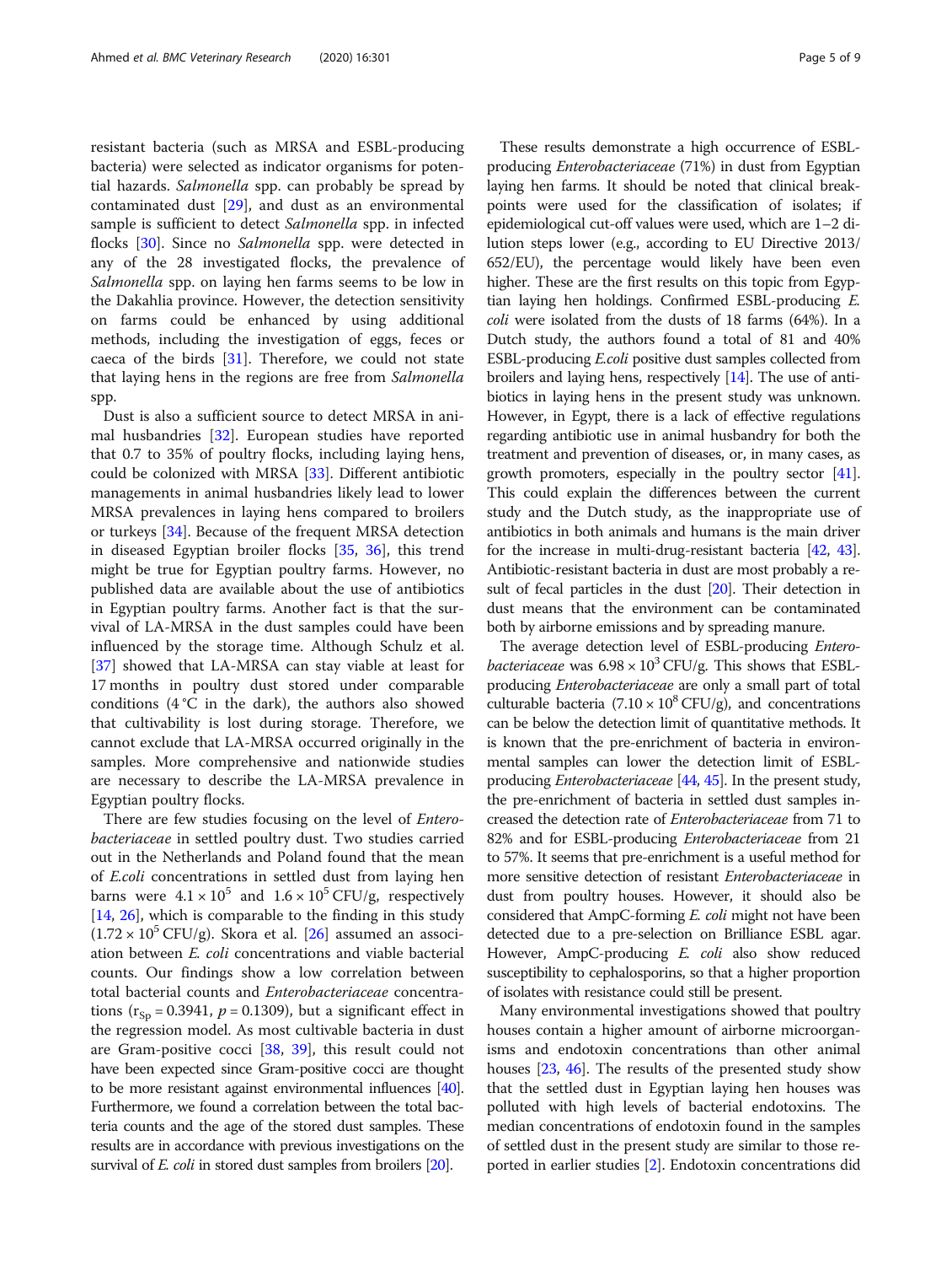resistant bacteria (such as MRSA and ESBL-producing bacteria) were selected as indicator organisms for potential hazards. *Salmonella* spp. can probably be spread by contaminated dust [29], and dust as an environmental sample is sufficient to detect *Salmonella* spp. in infected flocks [30]. Since no *Salmonella* spp. were detected in any of the 28 investigated flocks, the prevalence of *Salmonella* spp. on laying hen farms seems to be low in the Dakahlia province. However, the detection sensitivity on farms could be enhanced by using additional methods, including the investigation of eggs, feces or caeca of the birds [31]. Therefore, we could not state that laying hens in the regions are free from *Salmonella* spp.

Dust is also a sufficient source to detect MRSA in animal husbandries [32]. European studies have reported that 0.7 to 35% of poultry flocks, including laying hens, could be colonized with MRSA [33]. Different antibiotic managements in animal husbandries likely lead to lower MRSA prevalences in laying hens compared to broilers or turkeys [34]. Because of the frequent MRSA detection in diseased Egyptian broiler flocks [35, 36], this trend might be true for Egyptian poultry farms. However, no published data are available about the use of antibiotics in Egyptian poultry farms. Another fact is that the survival of LA-MRSA in the dust samples could have been influenced by the storage time. Although Schulz et al. [37] showed that LA-MRSA can stay viable at least for 17 months in poultry dust stored under comparable conditions (4 °C in the dark), the authors also showed that cultivability is lost during storage. Therefore, we cannot exclude that LA-MRSA occurred originally in the samples. More comprehensive and nationwide studies are necessary to describe the LA-MRSA prevalence in Egyptian poultry flocks.

There are few studies focusing on the level of *Enterobacteriaceae* in settled poultry dust. Two studies carried out in the Netherlands and Poland found that the mean of *E.coli* concentrations in settled dust from laying hen barns were $4.1 \times 10^5$ and $1.6 \times 10^5$ CFU/g, respectively [14, 26], which is comparable to the finding in this study ($1.72 \times 10^5$ CFU/g). Skora et al. [26] assumed an association between *E. coli* concentrations and viable bacterial counts. Our findings show a low correlation between total bacterial counts and *Enterobacteriaceae* concentrations ($r_{Sp} = 0.3941$, $p = 0.1309$), but a significant effect in the regression model. As most cultivable bacteria in dust are Gram-positive cocci [38, 39], this result could not have been expected since Gram-positive cocci are thought to be more resistant against environmental influences [40]. Furthermore, we found a correlation between the total bacteria counts and the age of the stored dust samples. These results are in accordance with previous investigations on the survival of *E. coli* in stored dust samples from broilers [20].

These results demonstrate a high occurrence of ESBL-producing *Enterobacteriaceae* (71%) in dust from Egyptian laying hen farms. It should be noted that clinical breakpoints were used for the classification of isolates; if epidemiological cut-off values were used, which are 1–2 dilution steps lower (e.g., according to EU Directive 2013/652/EU), the percentage would likely have been even higher. These are the first results on this topic from Egyptian laying hen holdings. Confirmed ESBL-producing *E. coli* were isolated from the dusts of 18 farms (64%). In a Dutch study, the authors found a total of 81 and 40% ESBL-producing *E.coli* positive dust samples collected from broilers and laying hens, respectively [14]. The use of antibiotics in laying hens in the present study was unknown. However, in Egypt, there is a lack of effective regulations regarding antibiotic use in animal husbandry for both the treatment and prevention of diseases, or, in many cases, as growth promoters, especially in the poultry sector [41]. This could explain the differences between the current study and the Dutch study, as the inappropriate use of antibiotics in both animals and humans is the main driver for the increase in multi-drug-resistant bacteria [42, 43]. Antibiotic-resistant bacteria in dust are most probably a result of fecal particles in the dust [20]. Their detection in dust means that the environment can be contaminated both by airborne emissions and by spreading manure.

The average detection level of ESBL-producing *Enterobacteriaceae* was $6.98 \times 10^3$ CFU/g. This shows that ESBL-producing *Enterobacteriaceae* are only a small part of total culturable bacteria ($7.10 \times 10^8$ CFU/g), and concentrations can be below the detection limit of quantitative methods. It is known that the pre-enrichment of bacteria in environmental samples can lower the detection limit of ESBL-producing *Enterobacteriaceae* [44, 45]. In the present study, the pre-enrichment of bacteria in settled dust samples increased the detection rate of *Enterobacteriaceae* from 71 to 82% and for ESBL-producing *Enterobacteriaceae* from 21 to 57%. It seems that pre-enrichment is a useful method for more sensitive detection of resistant *Enterobacteriaceae* in dust from poultry houses. However, it should also be considered that AmpC-forming *E. coli* might not have been detected due to a pre-selection on Brilliance ESBL agar. However, AmpC-producing *E. coli* also show reduced susceptibility to cephalosporins, so that a higher proportion of isolates with resistance could still be present.

Many environmental investigations showed that poultry houses contain a higher amount of airborne microorganisms and endotoxin concentrations than other animal houses [23, 46]. The results of the presented study show that the settled dust in Egyptian laying hen houses was polluted with high levels of bacterial endotoxins. The median concentrations of endotoxin found in the samples of settled dust in the present study are similar to those reported in earlier studies [2]. Endotoxin concentrations did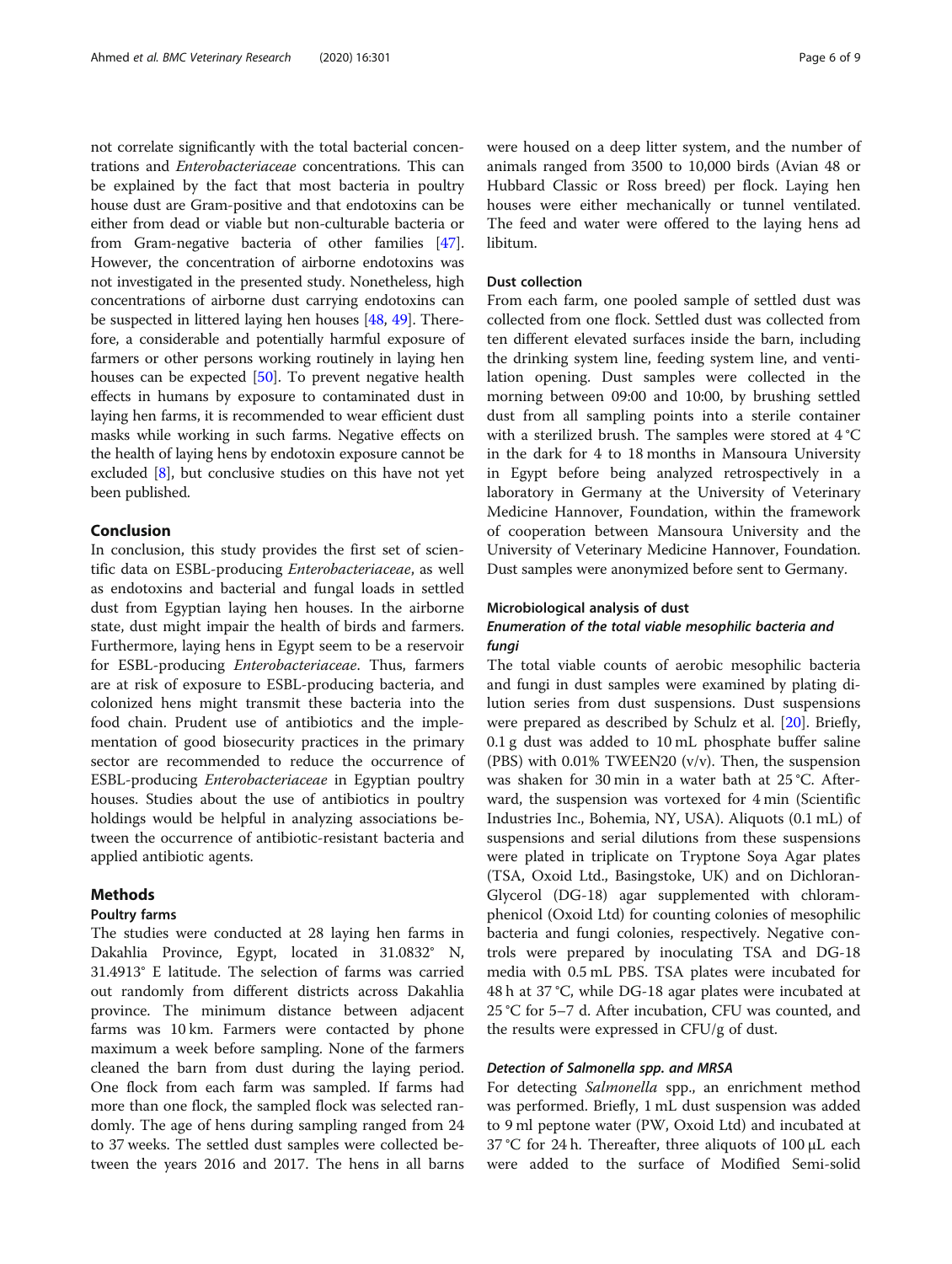not correlate significantly with the total bacterial concentrations and *Enterobacteriaceae* concentrations. This can be explained by the fact that most bacteria in poultry house dust are Gram-positive and that endotoxins can be either from dead or viable but non-culturable bacteria or from Gram-negative bacteria of other families [47]. However, the concentration of airborne endotoxins was not investigated in the presented study. Nonetheless, high concentrations of airborne dust carrying endotoxins can be suspected in littered laying hen houses [48, 49]. Therefore, a considerable and potentially harmful exposure of farmers or other persons working routinely in laying hen houses can be expected [50]. To prevent negative health effects in humans by exposure to contaminated dust in laying hen farms, it is recommended to wear efficient dust masks while working in such farms. Negative effects on the health of laying hens by endotoxin exposure cannot be excluded [8], but conclusive studies on this have not yet been published.

## Conclusion

In conclusion, this study provides the first set of scientific data on ESBL-producing *Enterobacteriaceae*, as well as endotoxins and bacterial and fungal loads in settled dust from Egyptian laying hen houses. In the airborne state, dust might impair the health of birds and farmers. Furthermore, laying hens in Egypt seem to be a reservoir for ESBL-producing *Enterobacteriaceae*. Thus, farmers are at risk of exposure to ESBL-producing bacteria, and colonized hens might transmit these bacteria into the food chain. Prudent use of antibiotics and the implementation of good biosecurity practices in the primary sector are recommended to reduce the occurrence of ESBL-producing *Enterobacteriaceae* in Egyptian poultry houses. Studies about the use of antibiotics in poultry holdings would be helpful in analyzing associations between the occurrence of antibiotic-resistant bacteria and applied antibiotic agents.

## Methods

### Poultry farms

The studies were conducted at 28 laying hen farms in Dakahlia Province, Egypt, located in 31.0832° N, 31.4913° E latitude. The selection of farms was carried out randomly from different districts across Dakahlia province. The minimum distance between adjacent farms was 10 km. Farmers were contacted by phone maximum a week before sampling. None of the farmers cleaned the barn from dust during the laying period. One flock from each farm was sampled. If farms had more than one flock, the sampled flock was selected randomly. The age of hens during sampling ranged from 24 to 37 weeks. The settled dust samples were collected between the years 2016 and 2017. The hens in all barns were housed on a deep litter system, and the number of animals ranged from 3500 to 10,000 birds (Avian 48 or Hubbard Classic or Ross breed) per flock. Laying hen houses were either mechanically or tunnel ventilated. The feed and water were offered to the laying hens ad libitum.

### Dust collection

From each farm, one pooled sample of settled dust was collected from one flock. Settled dust was collected from ten different elevated surfaces inside the barn, including the drinking system line, feeding system line, and ventilation opening. Dust samples were collected in the morning between 09:00 and 10:00, by brushing settled dust from all sampling points into a sterile container with a sterilized brush. The samples were stored at 4 °C in the dark for 4 to 18 months in Mansoura University in Egypt before being analyzed retrospectively in a laboratory in Germany at the University of Veterinary Medicine Hannover, Foundation, within the framework of cooperation between Mansoura University and the University of Veterinary Medicine Hannover, Foundation. Dust samples were anonymized before sent to Germany.

### Microbiological analysis of dust

#### Enumeration of the total viable mesophilic bacteria and fungi

The total viable counts of aerobic mesophilic bacteria and fungi in dust samples were examined by plating dilution series from dust suspensions. Dust suspensions were prepared as described by Schulz et al. [20]. Briefly, 0.1 g dust was added to 10 mL phosphate buffer saline (PBS) with 0.01% TWEEN20 (v/v). Then, the suspension was shaken for 30 min in a water bath at 25 °C. Afterward, the suspension was vortexed for 4 min (Scientific Industries Inc., Bohemia, NY, USA). Aliquots (0.1 mL) of suspensions and serial dilutions from these suspensions were plated in triplicate on Tryptone Soya Agar plates (TSA, Oxoid Ltd., Basingstoke, UK) and on Dichloran-Glycerol (DG-18) agar supplemented with chloramphenicol (Oxoid Ltd) for counting colonies of mesophilic bacteria and fungi colonies, respectively. Negative controls were prepared by inoculating TSA and DG-18 media with 0.5 mL PBS. TSA plates were incubated for 48 h at 37 °C, while DG-18 agar plates were incubated at 25 °C for 5–7 d. After incubation, CFU was counted, and the results were expressed in CFU/g of dust.

#### Detection of Salmonella spp. and MRSA

For detecting *Salmonella* spp., an enrichment method was performed. Briefly, 1 mL dust suspension was added to 9 ml peptone water (PW, Oxoid Ltd) and incubated at 37 °C for 24 h. Thereafter, three aliquots of 100 μL each were added to the surface of Modified Semi-solid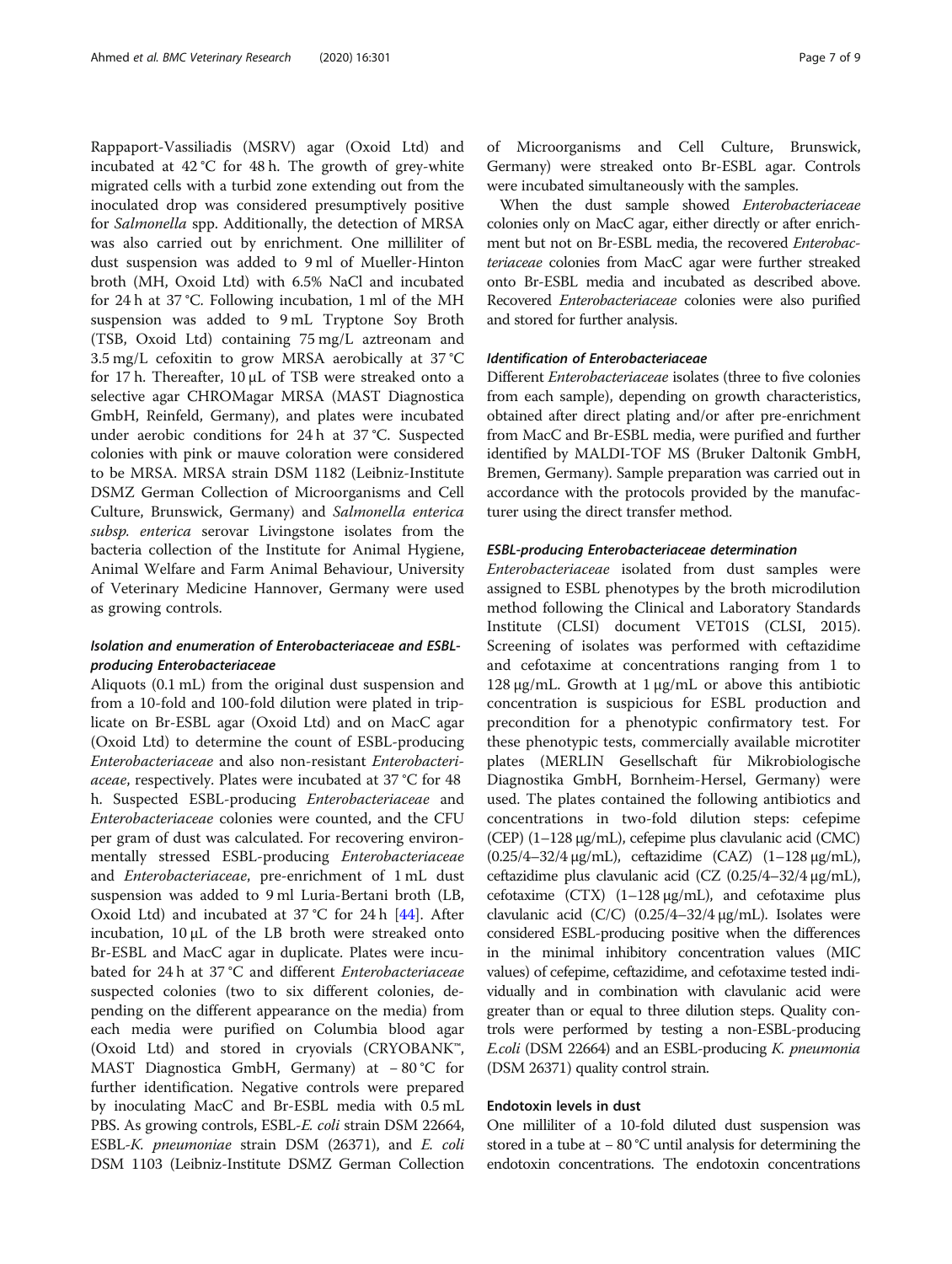Rappaport-Vassiliadis (MSRV) agar (Oxoid Ltd) and incubated at 42 °C for 48 h. The growth of grey-white migrated cells with a turbid zone extending out from the inoculated drop was considered presumptively positive for *Salmonella* spp. Additionally, the detection of MRSA was also carried out by enrichment. One milliliter of dust suspension was added to 9 ml of Mueller-Hinton broth (MH, Oxoid Ltd) with 6.5% NaCl and incubated for 24 h at 37 °C. Following incubation, 1 ml of the MH suspension was added to 9 mL Tryptone Soy Broth (TSB, Oxoid Ltd) containing 75 mg/L aztreonam and 3.5 mg/L cefoxitin to grow MRSA aerobically at 37 °C for 17 h. Thereafter, 10 μL of TSB were streaked onto a selective agar CHROMagar MRSA (MAST Diagnostica GmbH, Reinfeld, Germany), and plates were incubated under aerobic conditions for 24 h at 37 °C. Suspected colonies with pink or mauve coloration were considered to be MRSA. MRSA strain DSM 1182 (Leibniz-Institute DSMZ German Collection of Microorganisms and Cell Culture, Brunswick, Germany) and *Salmonella enterica subsp. enterica* serovar Livingstone isolates from the bacteria collection of the Institute for Animal Hygiene, Animal Welfare and Farm Animal Behaviour, University of Veterinary Medicine Hannover, Germany were used as growing controls.

### Isolation and enumeration of Enterobacteriaceae and ESBL-producing Enterobacteriaceae

Aliquots (0.1 mL) from the original dust suspension and from a 10-fold and 100-fold dilution were plated in triplicate on Br-ESBL agar (Oxoid Ltd) and on MacC agar (Oxoid Ltd) to determine the count of ESBL-producing *Enterobacteriaceae* and also non-resistant *Enterobacteriaceae*, respectively. Plates were incubated at 37 °C for 48 h. Suspected ESBL-producing *Enterobacteriaceae* and *Enterobacteriaceae* colonies were counted, and the CFU per gram of dust was calculated. For recovering environmentally stressed ESBL-producing *Enterobacteriaceae* and *Enterobacteriaceae*, pre-enrichment of 1 mL dust suspension was added to 9 ml Luria-Bertani broth (LB, Oxoid Ltd) and incubated at 37 °C for 24 h [44]. After incubation, 10 μL of the LB broth were streaked onto Br-ESBL and MacC agar in duplicate. Plates were incubated for 24 h at 37 °C and different *Enterobacteriaceae* suspected colonies (two to six different colonies, depending on the different appearance on the media) from each media were purified on Columbia blood agar (Oxoid Ltd) and stored in cryovials (CRYOBANK™, MAST Diagnostica GmbH, Germany) at − 80 °C for further identification. Negative controls were prepared by inoculating MacC and Br-ESBL media with 0.5 mL PBS. As growing controls, ESBL-*E. coli* strain DSM 22664, ESBL-*K. pneumoniae* strain DSM (26371), and *E. coli* DSM 1103 (Leibniz-Institute DSMZ German Collection of Microorganisms and Cell Culture, Brunswick, Germany) were streaked onto Br-ESBL agar. Controls were incubated simultaneously with the samples.

When the dust sample showed *Enterobacteriaceae* colonies only on MacC agar, either directly or after enrichment but not on Br-ESBL media, the recovered *Enterobacteriaceae* colonies from MacC agar were further streaked onto Br-ESBL media and incubated as described above. Recovered *Enterobacteriaceae* colonies were also purified and stored for further analysis.

### Identification of Enterobacteriaceae

Different *Enterobacteriaceae* isolates (three to five colonies from each sample), depending on growth characteristics, obtained after direct plating and/or after pre-enrichment from MacC and Br-ESBL media, were purified and further identified by MALDI-TOF MS (Bruker Daltonik GmbH, Bremen, Germany). Sample preparation was carried out in accordance with the protocols provided by the manufacturer using the direct transfer method.

### ESBL-producing Enterobacteriaceae determination

*Enterobacteriaceae* isolated from dust samples were assigned to ESBL phenotypes by the broth microdilution method following the Clinical and Laboratory Standards Institute (CLSI) document VET01S (CLSI, 2015). Screening of isolates was performed with ceftazidime and cefotaxime at concentrations ranging from 1 to 128 μg/mL. Growth at 1 μg/mL or above this antibiotic concentration is suspicious for ESBL production and precondition for a phenotypic confirmatory test. For these phenotypic tests, commercially available microtiter plates (MERLIN Gesellschaft für Mikrobiologische Diagnostika GmbH, Bornheim-Hersel, Germany) were used. The plates contained the following antibiotics and concentrations in two-fold dilution steps: cefepime (CEP) (1–128 μg/mL), cefepime plus clavulanic acid (CMC) (0.25/4–32/4 μg/mL), ceftazidime (CAZ) (1–128 μg/mL), ceftazidime plus clavulanic acid (CZ (0.25/4–32/4 μg/mL), cefotaxime (CTX) (1–128 μg/mL), and cefotaxime plus clavulanic acid (C/C) (0.25/4–32/4 μg/mL). Isolates were considered ESBL-producing positive when the differences in the minimal inhibitory concentration values (MIC values) of cefepime, ceftazidime, and cefotaxime tested individually and in combination with clavulanic acid were greater than or equal to three dilution steps. Quality controls were performed by testing a non-ESBL-producing *E.coli* (DSM 22664) and an ESBL-producing *K. pneumonia* (DSM 26371) quality control strain.

### Endotoxin levels in dust

One milliliter of a 10-fold diluted dust suspension was stored in a tube at − 80 °C until analysis for determining the endotoxin concentrations. The endotoxin concentrations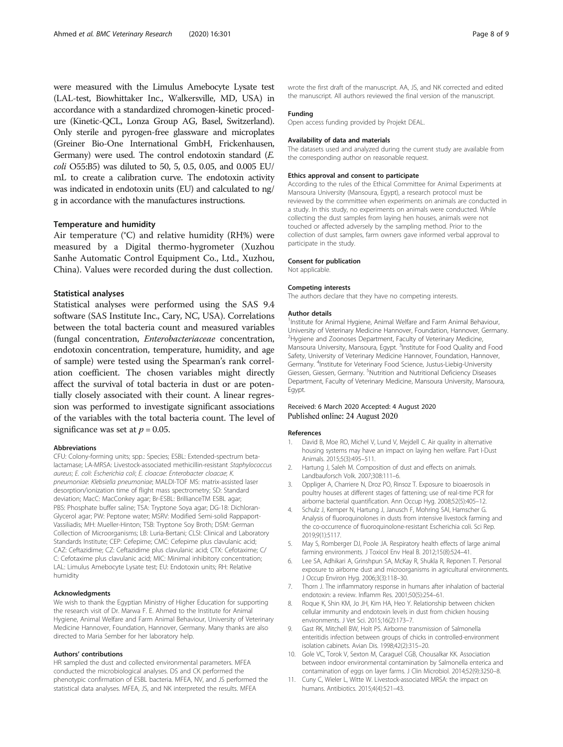were measured with the Limulus Amebocyte Lysate test (LAL-test, Biowhittaker Inc., Walkersville, MD, USA) in accordance with a standardized chromogen-kinetic procedure (Kinetic-QCL, Lonza Group AG, Basel, Switzerland). Only sterile and pyrogen-free glassware and microplates (Greiner Bio-One International GmbH, Frickenhausen, Germany) were used. The control endotoxin standard (*E. coli* O55:B5) was diluted to 50, 5, 0.5, 0.05, and 0.005 EU/mL to create a calibration curve. The endotoxin activity was indicated in endotoxin units (EU) and calculated to ng/g in accordance with the manufactures instructions.

### Temperature and humidity

Air temperature (°C) and relative humidity (RH%) were measured by a Digital thermo-hygrometer (Xuzhou Sanhe Automatic Control Equipment Co., Ltd., Xuzhou, China). Values were recorded during the dust collection.

### Statistical analyses

Statistical analyses were performed using the SAS 9.4 software (SAS Institute Inc., Cary, NC, USA). Correlations between the total bacteria count and measured variables (fungal concentration, *Enterobacteriaceae* concentration, endotoxin concentration, temperature, humidity, and age of sample) were tested using the Spearman's rank correlation coefficient. The chosen variables might directly affect the survival of total bacteria in dust or are potentially closely associated with their count. A linear regression was performed to investigate significant associations of the variables with the total bacteria count. The level of significance was set at $p = 0.05$.

#### Abbreviations

CFU: Colony-forming units; spp.: Species; ESBL: Extended-spectrum beta-lactamase; LA-MRSA: Livestock-associated methicillin-resistant *Staphylococcus aureus*; *E. coli*: *Escherichia coli*; *E. cloacae*: *Enterobacter cloacae*; *K. pneumoniae*: *Klebsiella pneumoniae*; MALDI-TOF MS: matrix-assisted laser desorption/ionization time of flight mass spectrometry; SD: Standard deviation; MacC: MacConkey agar; Br-ESBL: BrillianceTM ESBL agar; PBS: Phosphate buffer saline; TSA: Tryptone Soya agar; DG-18: Dichloran-Glycerol agar; PW: Peptone water; MSRV: Modified Semi-solid Rappaport-Vassiliadis; MH: Mueller-Hinton; TSB: Tryptone Soy Broth; DSM: German Collection of Microorganisms; LB: Luria-Bertani; CLSI: Clinical and Laboratory Standards Institute; CEP: Cefepime; CMC: Cefepime plus clavulanic acid; CAZ: Ceftazidime; CZ: Ceftazidime plus clavulanic acid; CTX: Cefotaxime; C/C: Cefotaxime plus clavulanic acid; MIC: Minimal inhibitory concentration; LAL: Limulus Amebocyte Lysate test; EU: Endotoxin units; RH: Relative humidity

#### Acknowledgments

We wish to thank the Egyptian Ministry of Higher Education for supporting the research visit of Dr. Marwa F. E. Ahmed to the Institute for Animal Hygiene, Animal Welfare and Farm Animal Behaviour, University of Veterinary Medicine Hannover, Foundation, Hannover, Germany. Many thanks are also directed to Maria Sember for her laboratory help.

#### Authors' contributions

HR sampled the dust and collected environmental parameters. MFEA conducted the microbiological analyses. DS and CK performed the phenotypic confirmation of ESBL bacteria. MFEA, NV, and JS performed the statistical data analyses. MFEA, JS, and NK interpreted the results. MFEA wrote the first draft of the manuscript. AA, JS, and NK corrected and edited the manuscript. All authors reviewed the final version of the manuscript.

#### Funding

Open access funding provided by Projekt DEAL.

#### Availability of data and materials

The datasets used and analyzed during the current study are available from the corresponding author on reasonable request.

#### Ethics approval and consent to participate

According to the rules of the Ethical Committee for Animal Experiments at Mansoura University (Mansoura, Egypt), a research protocol must be reviewed by the committee when experiments on animals are conducted in a study. In this study, no experiments on animals were conducted. While collecting the dust samples from laying hen houses, animals were not touched or affected adversely by the sampling method. Prior to the collection of dust samples, farm owners gave informed verbal approval to participate in the study.

#### Consent for publication

Not applicable.

#### Competing interests

The authors declare that they have no competing interests.

#### Author details

[1]Institute for Animal Hygiene, Animal Welfare and Farm Animal Behaviour, University of Veterinary Medicine Hannover, Foundation, Hannover, Germany. [2]Hygiene and Zoonoses Department, Faculty of Veterinary Medicine, Mansoura University, Mansoura, Egypt. [3]Institute for Food Quality and Food Safety, University of Veterinary Medicine Hannover, Foundation, Hannover, Germany. [4]Institute for Veterinary Food Science, Justus-Liebig-University Giessen, Giessen, Germany. [5]Nutrition and Nutritional Deficiency Diseases Department, Faculty of Veterinary Medicine, Mansoura University, Mansoura, Egypt.

Received: 6 March 2020 Accepted: 4 August 2020
Published online: 24 August 2020

#### References

1. David B, Moe RO, Michel V, Lund V, Mejdell C. Air quality in alternative housing systems may have an impact on laying hen welfare. Part I-Dust Animals. 2015;5(3):495–511.
2. Hartung J, Saleh M. Composition of dust and effects on animals. Landbauforsch Volk. 2007;308:111–6.
3. Oppliger A, Charriere N, Droz PO, Rinsoz T. Exposure to bioaerosols in poultry houses at different stages of fattening; use of real-time PCR for airborne bacterial quantification. Ann Occup Hyg. 2008;52(5):405–12.
4. Schulz J, Kemper N, Hartung J, Janusch F, Mohring SAI, Hamscher G. Analysis of fluoroquinolones in dusts from intensive livestock farming and the co-occurrence of fluoroquinolone-resistant Escherichia coli. Sci Rep. 2019;9(1):5117.
5. May S, Romberger DJ, Poole JA. Respiratory health effects of large animal farming environments. J Toxicol Env Heal B. 2012;15(8):524–41.
6. Lee SA, Adhikari A, Grinshpun SA, McKay R, Shukla R, Reponen T. Personal exposure to airborne dust and microorganisms in agricultural environments. J Occup Environ Hyg. 2006;3(3):118–30.
7. Thorn J. The inflammatory response in humans after inhalation of bacterial endotoxin: a review. Inflamm Res. 2001;50(5):254–61.
8. Roque K, Shin KM, Jo JH, Kim HA, Heo Y. Relationship between chicken cellular immunity and endotoxin levels in dust from chicken housing environments. J Vet Sci. 2015;16(2):173–7.
9. Gast RK, Mitchell BW, Holt PS. Airborne transmission of Salmonella enteritidis infection between groups of chicks in controlled-environment isolation cabinets. Avian Dis. 1998;42(2):315–20.
10. Gole VC, Torok V, Sexton M, Caraguel CGB, Chousalkar KK. Association between indoor environmental contamination by Salmonella enterica and contamination of eggs on layer farms. J Clin Microbiol. 2014;52(9):3250–8.
11. Cuny C, Wieler L, Witte W. Livestock-associated MRSA: the impact on humans. Antibiotics. 2015;4(4):521–43.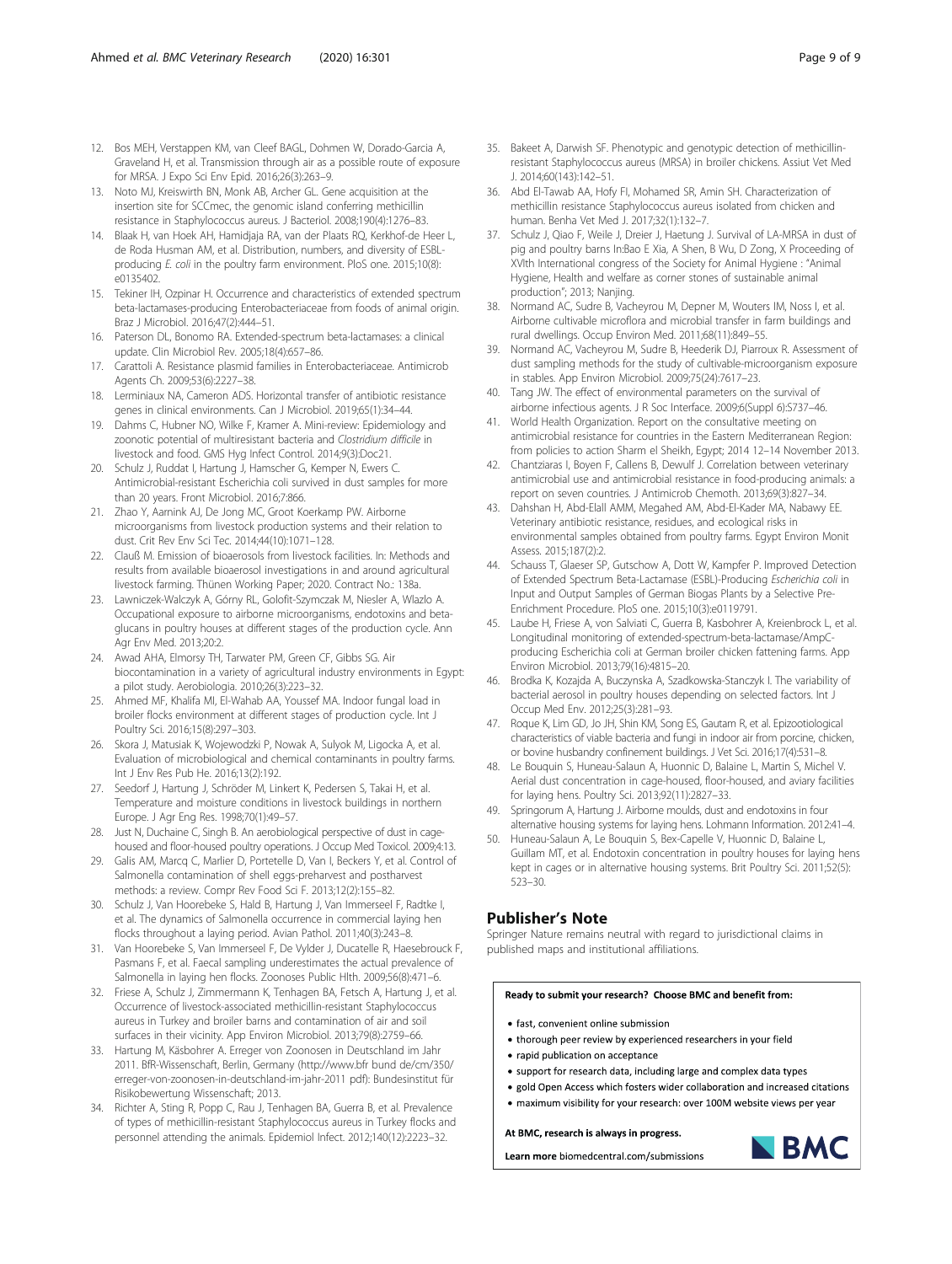12. Bos MEH, Verstappen KM, van Cleef BAGL, Dohmen W, Dorado-Garcia A, Graveland H, et al. Transmission through air as a possible route of exposure for MRSA. J Expo Sci Env Epid. 2016;26(3):263–9.
13. Noto MJ, Kreiswirth BN, Monk AB, Archer GL. Gene acquisition at the insertion site for SCCmec, the genomic island conferring methicillin resistance in Staphylococcus aureus. J Bacteriol. 2008;190(4):1276–83.
14. Blaak H, van Hoek AH, Hamidjaja RA, van der Plaats RQ, Kerkhof-de Heer L, de Roda Husman AM, et al. Distribution, numbers, and diversity of ESBL-producing *E. coli* in the poultry farm environment. PloS one. 2015;10(8): e0135402.
15. Tekiner IH, Ozpinar H. Occurrence and characteristics of extended spectrum beta-lactamases-producing Enterobacteriaceae from foods of animal origin. Braz J Microbiol. 2016;47(2):444–51.
16. Paterson DL, Bonomo RA. Extended-spectrum beta-lactamases: a clinical update. Clin Microbiol Rev. 2005;18(4):657–86.
17. Carattoli A. Resistance plasmid families in Enterobacteriaceae. Antimicrob Agents Ch. 2009;53(6):2227–38.
18. Lerminiaux NA, Cameron ADS. Horizontal transfer of antibiotic resistance genes in clinical environments. Can J Microbiol. 2019;65(1):34–44.
19. Dahms C, Hubner NO, Wilke F, Kramer A. Mini-review: Epidemiology and zoonotic potential of multiresistant bacteria and *Clostridium difficile* in livestock and food. GMS Hyg Infect Control. 2014;9(3):Doc21.
20. Schulz J, Ruddat I, Hartung J, Hamscher G, Kemper N, Ewers C. Antimicrobial-resistant Escherichia coli survived in dust samples for more than 20 years. Front Microbiol. 2016;7:866.
21. Zhao Y, Aarnink AJ, De Jong MC, Groot Koerkamp PW. Airborne microorganisms from livestock production systems and their relation to dust. Crit Rev Env Sci Tec. 2014;44(10):1071–128.
22. Clauß M. Emission of bioaerosols from livestock facilities. In: Methods and results from available bioaerosol investigations in and around agricultural livestock farming. Thünen Working Paper; 2020. Contract No.: 138a.
23. Lawniczek-Walczyk A, Górny RL, Golofit-Szymczak M, Niesler A, Wlazlo A. Occupational exposure to airborne microorganisms, endotoxins and beta-glucans in poultry houses at different stages of the production cycle. Ann Agr Env Med. 2013;20:2.
24. Awad AHA, Elmorsy TH, Tarwater PM, Green CF, Gibbs SG. Air biocontamination in a variety of agricultural industry environments in Egypt: a pilot study. Aerobiologia. 2010;26(3):223–32.
25. Ahmed MF, Khalifa MI, El-Wahab AA, Youssef MA. Indoor fungal load in broiler flocks environment at different stages of production cycle. Int J Poultry Sci. 2016;15(8):297–303.
26. Skora J, Matusiak K, Wojewodzki P, Nowak A, Sulyok M, Ligocka A, et al. Evaluation of microbiological and chemical contaminants in poultry farms. Int J Env Res Pub He. 2016;13(2):192.
27. Seedorf J, Hartung J, Schröder M, Linkert K, Pedersen S, Takai H, et al. Temperature and moisture conditions in livestock buildings in northern Europe. J Agr Eng Res. 1998;70(1):49–57.
28. Just N, Duchaine C, Singh B. An aerobiological perspective of dust in cage-housed and floor-housed poultry operations. J Occup Med Toxicol. 2009;4:13.
29. Galis AM, Marcq C, Marlier D, Portetelle D, Van I, Beckers Y, et al. Control of Salmonella contamination of shell eggs-preharvest and postharvest methods: a review. Compr Rev Food Sci F. 2013;12(2):155–82.
30. Schulz J, Van Hoorebeke S, Hald B, Hartung J, Van Immerseel F, Radtke I, et al. The dynamics of Salmonella occurrence in commercial laying hen flocks throughout a laying period. Avian Pathol. 2011;40(3):243–8.
31. Van Hoorebeke S, Van Immerseel F, De Vylder J, Ducatelle R, Haesebrouck F, Pasmans F, et al. Faecal sampling underestimates the actual prevalence of Salmonella in laying hen flocks. Zoonoses Public Hlth. 2009;56(8):471–6.
32. Friese A, Schulz J, Zimmermann K, Tenhagen BA, Fetsch A, Hartung J, et al. Occurrence of livestock-associated methicillin-resistant Staphylococcus aureus in Turkey and broiler barns and contamination of air and soil surfaces in their vicinity. App Environ Microbiol. 2013;79(8):2759–66.
33. Hartung M, Käsbohrer A. Erreger von Zoonosen in Deutschland im Jahr 2011. BfR-Wissenschaft, Berlin, Germany (http://www.bfr bund de/cm/350/erreger-von-zoonosen-in-deutschland-im-jahr-2011 pdf): Bundesinstitut für Risikobewertung Wissenschaft; 2013.
34. Richter A, Sting R, Popp C, Rau J, Tenhagen BA, Guerra B, et al. Prevalence of types of methicillin-resistant Staphylococcus aureus in Turkey flocks and personnel attending the animals. Epidemiol Infect. 2012;140(12):2223–32.
35. Bakeet A, Darwish SF. Phenotypic and genotypic detection of methicillin-resistant Staphylococcus aureus (MRSA) in broiler chickens. Assiut Vet Med J. 2014;60(143):142–51.
36. Abd El-Tawab AA, Hofy FI, Mohamed SR, Amin SH. Characterization of methicillin resistance Staphylococcus aureus isolated from chicken and human. Benha Vet Med J. 2017;32(1):132–7.
37. Schulz J, Qiao F, Weile J, Dreier J, Haetung J. Survival of LA-MRSA in dust of pig and poultry barns In:Bao E Xia, A Shen, B Wu, D Zong, X Proceeding of XVIth International congress of the Society for Animal Hygiene : "Animal Hygiene, Health and welfare as corner stones of sustainable animal production"; 2013; Nanjing.
38. Normand AC, Sudre B, Vacheyrou M, Depner M, Wouters IM, Noss I, et al. Airborne cultivable microflora and microbial transfer in farm buildings and rural dwellings. Occup Environ Med. 2011;68(11):849–55.
39. Normand AC, Vacheyrou M, Sudre B, Heederik DJ, Piarroux R. Assessment of dust sampling methods for the study of cultivable-microorganism exposure in stables. App Environ Microbiol. 2009;75(24):7617–23.
40. Tang JW. The effect of environmental parameters on the survival of airborne infectious agents. J R Soc Interface. 2009;6(Suppl 6):S737–46.
41. World Health Organization. Report on the consultative meeting on antimicrobial resistance for countries in the Eastern Mediterranean Region: from policies to action Sharm el Sheikh, Egypt; 2014 12–14 November 2013.
42. Chantziaras I, Boyen F, Callens B, Dewulf J. Correlation between veterinary antimicrobial use and antimicrobial resistance in food-producing animals: a report on seven countries. J Antimicrob Chemoth. 2013;69(3):827–34.
43. Dahshan H, Abd-Elall AMM, Megahed AM, Abd-El-Kader MA, Nabawy EE. Veterinary antibiotic resistance, residues, and ecological risks in environmental samples obtained from poultry farms. Egypt Environ Monit Assess. 2015;187(2):2.
44. Schauss T, Glaeser SP, Gutschow A, Dott W, Kampfer P. Improved Detection of Extended Spectrum Beta-Lactamase (ESBL)-Producing *Escherichia coli* in Input and Output Samples of German Biogas Plants by a Selective Pre-Enrichment Procedure. PloS one. 2015;10(3):e0119791.
45. Laube H, Friese A, von Salviati C, Guerra B, Kasbohrer A, Kreienbrock L, et al. Longitudinal monitoring of extended-spectrum-beta-lactamase/AmpC-producing Escherichia coli at German broiler chicken fattening farms. App Environ Microbiol. 2013;79(16):4815–20.
46. Brodka K, Kozajda A, Buczynska A, Szadkowska-Stanczyk I. The variability of bacterial aerosol in poultry houses depending on selected factors. Int J Occup Med Env. 2012;25(3):281–93.
47. Roque K, Lim GD, Jo JH, Shin KM, Song ES, Gautam R, et al. Epizootiological characteristics of viable bacteria and fungi in indoor air from porcine, chicken, or bovine husbandry confinement buildings. J Vet Sci. 2016;17(4):531–8.
48. Le Bouquin S, Huneau-Salaun A, Huonnic D, Balaine L, Martin S, Michel V. Aerial dust concentration in cage-housed, floor-housed, and aviary facilities for laying hens. Poultry Sci. 2013;92(11):2827–33.
49. Springorum A, Hartung J. Airborne moulds, dust and endotoxins in four alternative housing systems for laying hens. Lohmann Information. 2012:41–4.
50. Huneau-Salaun A, Le Bouquin S, Bex-Capelle V, Huonnic D, Balaine L, Guillam MT, et al. Endotoxin concentration in poultry houses for laying hens kept in cages or in alternative housing systems. Brit Poultry Sci. 2011;52(5):523–30.

## Publisher's Note

Springer Nature remains neutral with regard to jurisdictional claims in published maps and institutional affiliations.

**Ready to submit your research? Choose BMC and benefit from:**

- fast, convenient online submission
- thorough peer review by experienced researchers in your field
- rapid publication on acceptance
- support for research data, including large and complex data types
- gold Open Access which fosters wider collaboration and increased citations
- maximum visibility for your research: over 100M website views per year

**At BMC, research is always in progress.**

**Learn more** biomedcentral.com/submissions

BMC